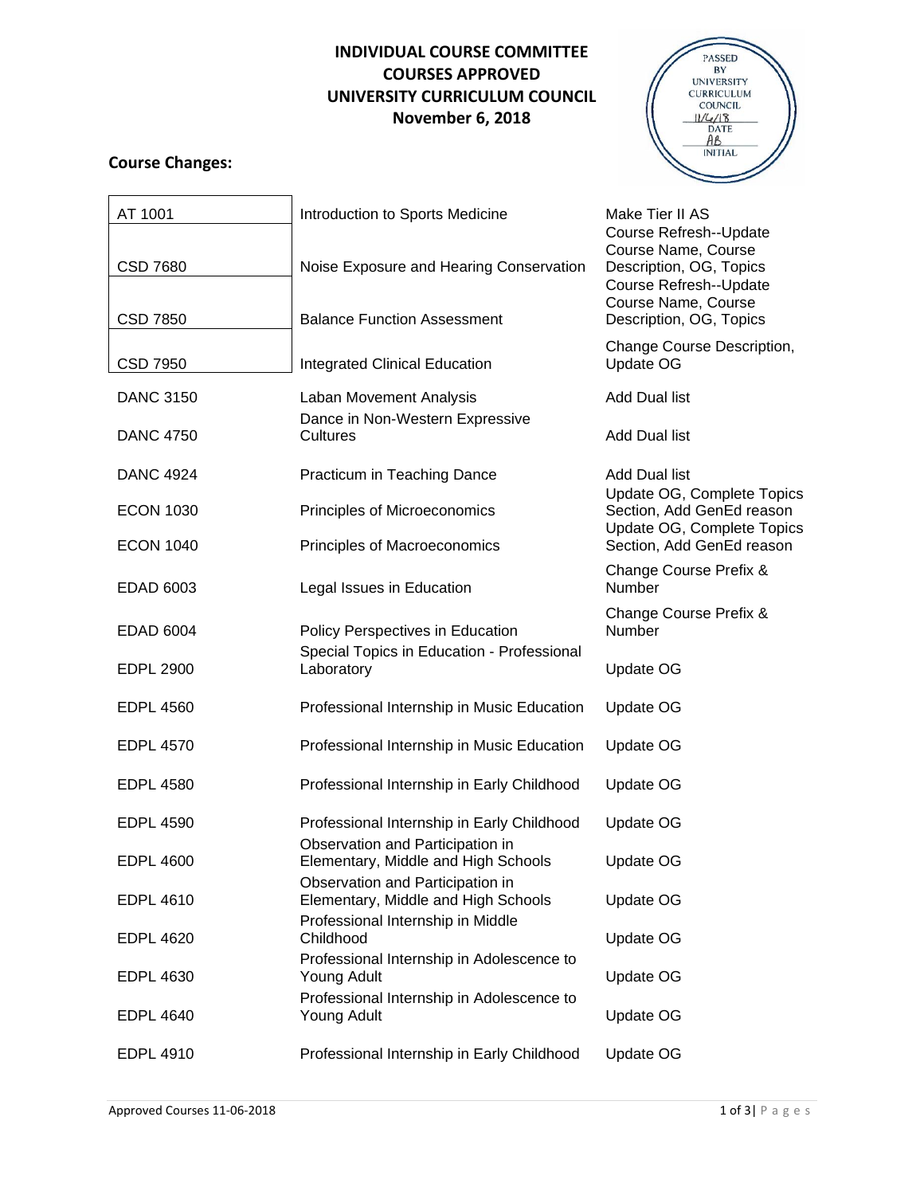# INDIVIDUAL COURSE COMMITTEE
# COURSES APPROVED
# UNIVERSITY CURRICULUM COUNCIL
# November 6, 2018

PASSED BY UNIVERSITY CURRICULUM COUNCIL 11/6/18 DATE AB INITIAL

## Course Changes:

| Course | Title | Change |
|---|---|---|
| AT 1001 | Introduction to Sports Medicine | Make Tier II AS |
| CSD 7680 | Noise Exposure and Hearing Conservation | Course Refresh--Update Course Name, Course Description, OG, Topics |
| CSD 7850 | Balance Function Assessment | Course Refresh--Update Course Name, Course Description, OG, Topics |
| CSD 7950 | Integrated Clinical Education | Change Course Description, Update OG |
| DANC 3150 | Laban Movement Analysis | Add Dual list |
| DANC 4750 | Dance in Non-Western Expressive Cultures | Add Dual list |
| DANC 4924 | Practicum in Teaching Dance | Add Dual list |
| ECON 1030 | Principles of Microeconomics | Update OG, Complete Topics Section, Add GenEd reason |
| ECON 1040 | Principles of Macroeconomics | Update OG, Complete Topics Section, Add GenEd reason |
| EDAD 6003 | Legal Issues in Education | Change Course Prefix & Number |
| EDAD 6004 | Policy Perspectives in Education | Change Course Prefix & Number |
| EDPL 2900 | Special Topics in Education - Professional Laboratory | Update OG |
| EDPL 4560 | Professional Internship in Music Education | Update OG |
| EDPL 4570 | Professional Internship in Music Education | Update OG |
| EDPL 4580 | Professional Internship in Early Childhood | Update OG |
| EDPL 4590 | Professional Internship in Early Childhood | Update OG |
| EDPL 4600 | Observation and Participation in Elementary, Middle and High Schools | Update OG |
| EDPL 4610 | Observation and Participation in Elementary, Middle and High Schools | Update OG |
| EDPL 4620 | Professional Internship in Middle Childhood | Update OG |
| EDPL 4630 | Professional Internship in Adolescence to Young Adult | Update OG |
| EDPL 4640 | Professional Internship in Adolescence to Young Adult | Update OG |
| EDPL 4910 | Professional Internship in Early Childhood | Update OG |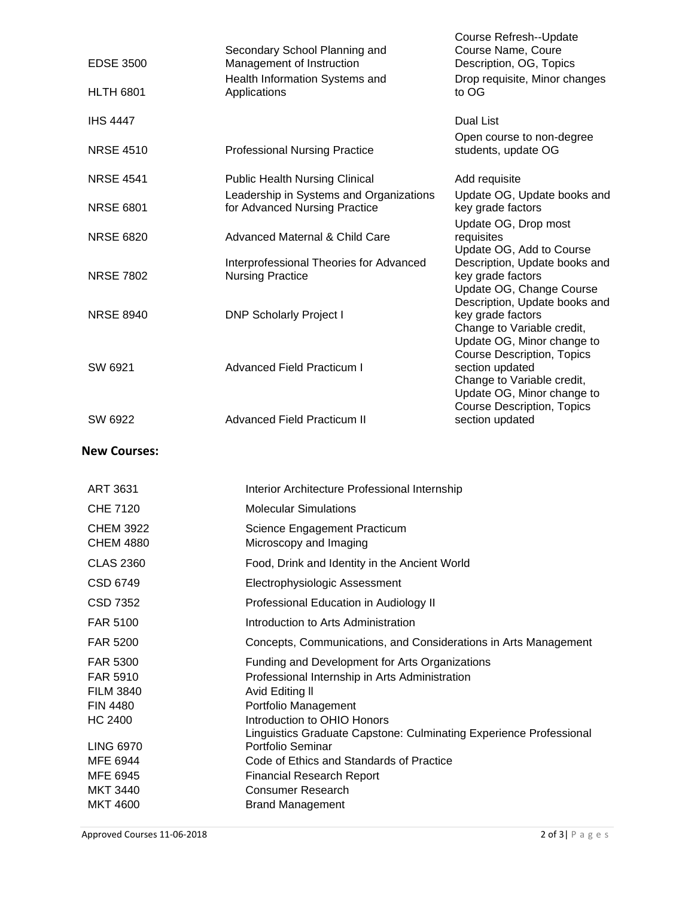| | | |
|---|---|---|
| EDSE 3500 | Secondary School Planning and Management of Instruction | Course Refresh--Update Course Name, Coure Description, OG, Topics |
| HLTH 6801 | Health Information Systems and Applications | Drop requisite, Minor changes to OG |
| IHS 4447 | | Dual List |
| NRSE 4510 | Professional Nursing Practice | Open course to non-degree students, update OG |
| NRSE 4541 | Public Health Nursing Clinical | Add requisite |
| NRSE 6801 | Leadership in Systems and Organizations for Advanced Nursing Practice | Update OG, Update books and key grade factors |
| NRSE 6820 | Advanced Maternal & Child Care | Update OG, Drop most requisites |
| NRSE 7802 | Interprofessional Theories for Advanced Nursing Practice | Update OG, Add to Course Description, Update books and key grade factors |
| NRSE 8940 | DNP Scholarly Project I | Update OG, Change Course Description, Update books and key grade factors |
| SW 6921 | Advanced Field Practicum I | Change to Variable credit, Update OG, Minor change to Course Description, Topics section updated |
| SW 6922 | Advanced Field Practicum II | Change to Variable credit, Update OG, Minor change to Course Description, Topics section updated |

**New Courses:**

| | |
|---|---|
| ART 3631 | Interior Architecture Professional Internship |
| CHE 7120 | Molecular Simulations |
| CHEM 3922 | Science Engagement Practicum |
| CHEM 4880 | Microscopy and Imaging |
| CLAS 2360 | Food, Drink and Identity in the Ancient World |
| CSD 6749 | Electrophysiologic Assessment |
| CSD 7352 | Professional Education in Audiology II |
| FAR 5100 | Introduction to Arts Administration |
| FAR 5200 | Concepts, Communications, and Considerations in Arts Management |
| FAR 5300 | Funding and Development for Arts Organizations |
| FAR 5910 | Professional Internship in Arts Administration |
| FILM 3840 | Avid Editing ll |
| FIN 4480 | Portfolio Management |
| HC 2400 | Introduction to OHIO Honors |
| LING 6970 | Linguistics Graduate Capstone: Culminating Experience Professional Portfolio Seminar |
| MFE 6944 | Code of Ethics and Standards of Practice |
| MFE 6945 | Financial Research Report |
| MKT 3440 | Consumer Research |
| MKT 4600 | Brand Management |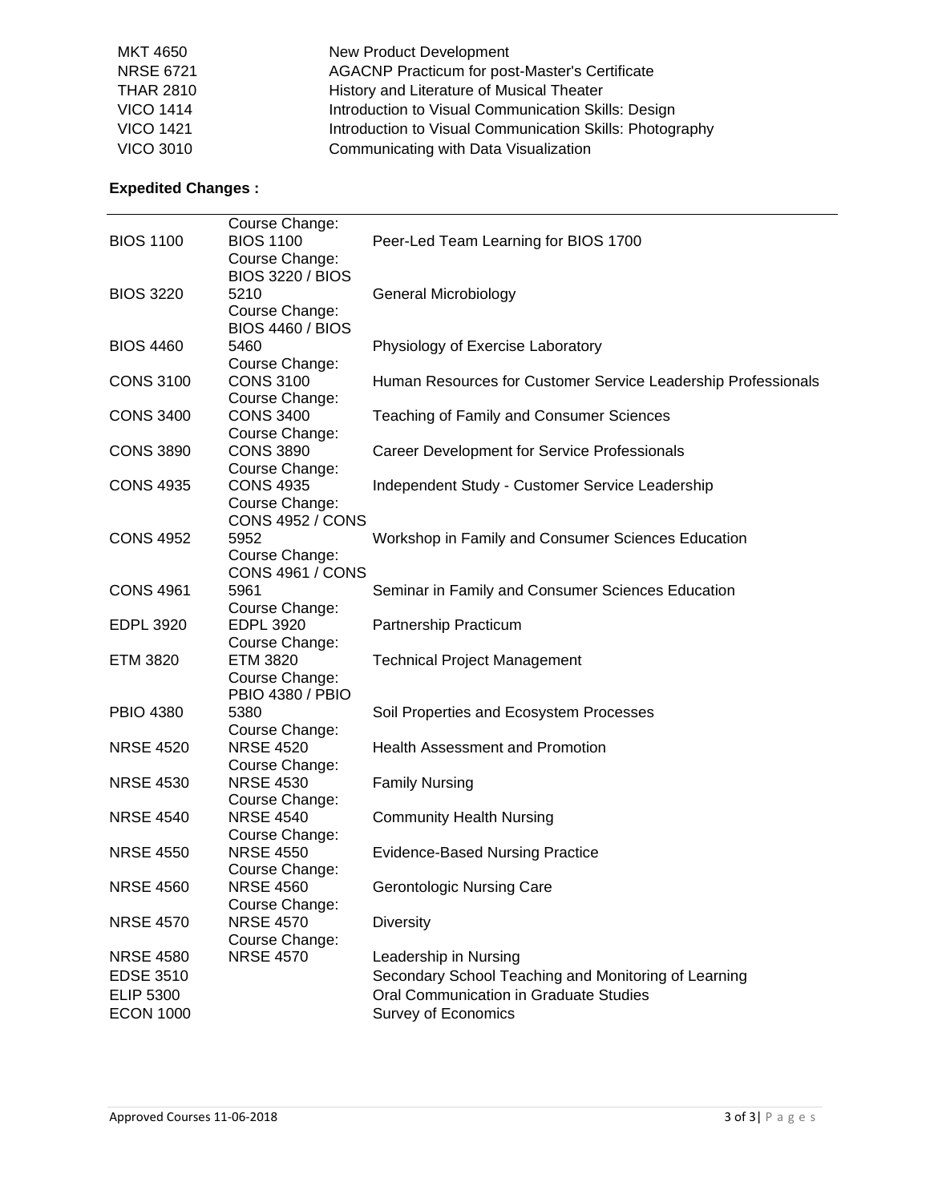| | |
|---|---|
| MKT 4650 | New Product Development |
| NRSE 6721 | AGACNP Practicum for post-Master's Certificate |
| THAR 2810 | History and Literature of Musical Theater |
| VICO 1414 | Introduction to Visual Communication Skills: Design |
| VICO 1421 | Introduction to Visual Communication Skills: Photography |
| VICO 3010 | Communicating with Data Visualization |

**Expedited Changes :**

| | | |
|---|---|---|
| BIOS 1100 | Course Change: BIOS 1100 | Peer-Led Team Learning for BIOS 1700 |
| BIOS 3220 | Course Change: BIOS 3220 / BIOS 5210 | General Microbiology |
| BIOS 4460 | Course Change: BIOS 4460 / BIOS 5460 | Physiology of Exercise Laboratory |
| CONS 3100 | Course Change: CONS 3100 | Human Resources for Customer Service Leadership Professionals |
| CONS 3400 | Course Change: CONS 3400 | Teaching of Family and Consumer Sciences |
| CONS 3890 | Course Change: CONS 3890 | Career Development for Service Professionals |
| CONS 4935 | Course Change: CONS 4935 | Independent Study - Customer Service Leadership |
| CONS 4952 | Course Change: CONS 4952 / CONS 5952 | Workshop in Family and Consumer Sciences Education |
| CONS 4961 | Course Change: CONS 4961 / CONS 5961 | Seminar in Family and Consumer Sciences Education |
| EDPL 3920 | Course Change: EDPL 3920 | Partnership Practicum |
| ETM 3820 | Course Change: ETM 3820 | Technical Project Management |
| PBIO 4380 | Course Change: PBIO 4380 / PBIO 5380 | Soil Properties and Ecosystem Processes |
| NRSE 4520 | Course Change: NRSE 4520 | Health Assessment and Promotion |
| NRSE 4530 | Course Change: NRSE 4530 | Family Nursing |
| NRSE 4540 | Course Change: NRSE 4540 | Community Health Nursing |
| NRSE 4550 | Course Change: NRSE 4550 | Evidence-Based Nursing Practice |
| NRSE 4560 | Course Change: NRSE 4560 | Gerontologic Nursing Care |
| NRSE 4570 | Course Change: NRSE 4570 | Diversity |
| NRSE 4580 | Course Change: NRSE 4570 | Leadership in Nursing |
| EDSE 3510 | | Secondary School Teaching and Monitoring of Learning |
| ELIP 5300 | | Oral Communication in Graduate Studies |
| ECON 1000 | | Survey of Economics |